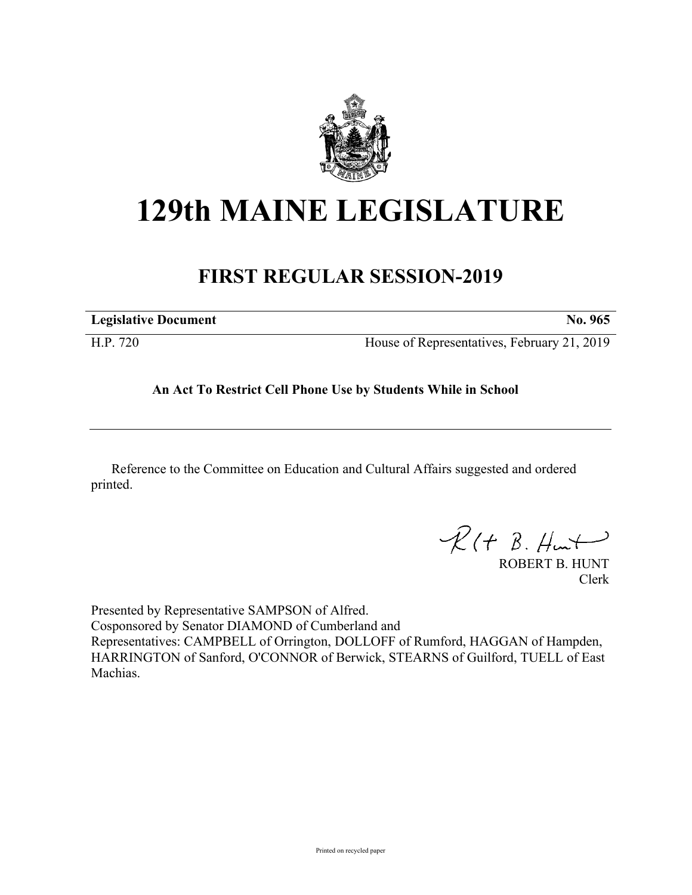# 129th MAINE LEGISLATURE

## FIRST REGULAR SESSION-2019

**Legislative Document** **No. 965**

H.P. 720 House of Representatives, February 21, 2019

**An Act To Restrict Cell Phone Use by Students While in School**

Reference to the Committee on Education and Cultural Affairs suggested and ordered printed.

ROBERT B. HUNT
Clerk

Presented by Representative SAMPSON of Alfred.
Cosponsored by Senator DIAMOND of Cumberland and
Representatives: CAMPBELL of Orrington, DOLLOFF of Rumford, HAGGAN of Hampden, HARRINGTON of Sanford, O'CONNOR of Berwick, STEARNS of Guilford, TUELL of East Machias.

Printed on recycled paper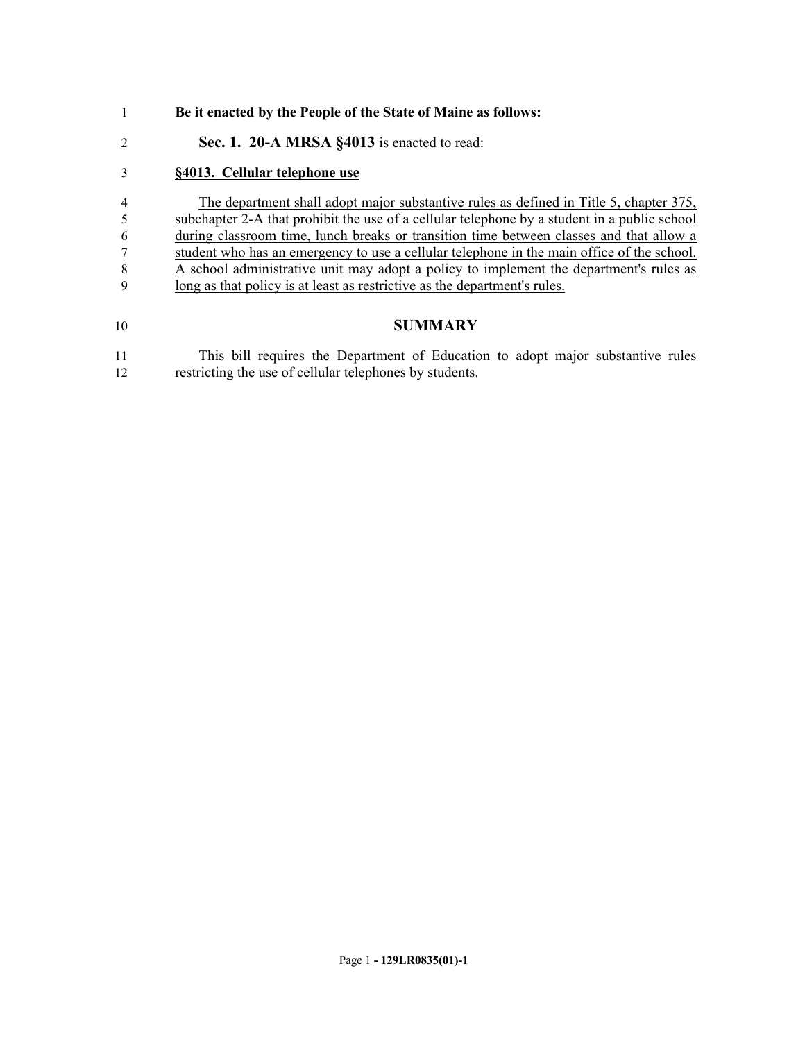**Be it enacted by the People of the State of Maine as follows:**

**Sec. 1. 20-A MRSA §4013** is enacted to read:

**§4013. Cellular telephone use**

The department shall adopt major substantive rules as defined in Title 5, chapter 375, subchapter 2-A that prohibit the use of a cellular telephone by a student in a public school during classroom time, lunch breaks or transition time between classes and that allow a student who has an emergency to use a cellular telephone in the main office of the school. A school administrative unit may adopt a policy to implement the department's rules as long as that policy is at least as restrictive as the department's rules.

## SUMMARY

This bill requires the Department of Education to adopt major substantive rules restricting the use of cellular telephones by students.